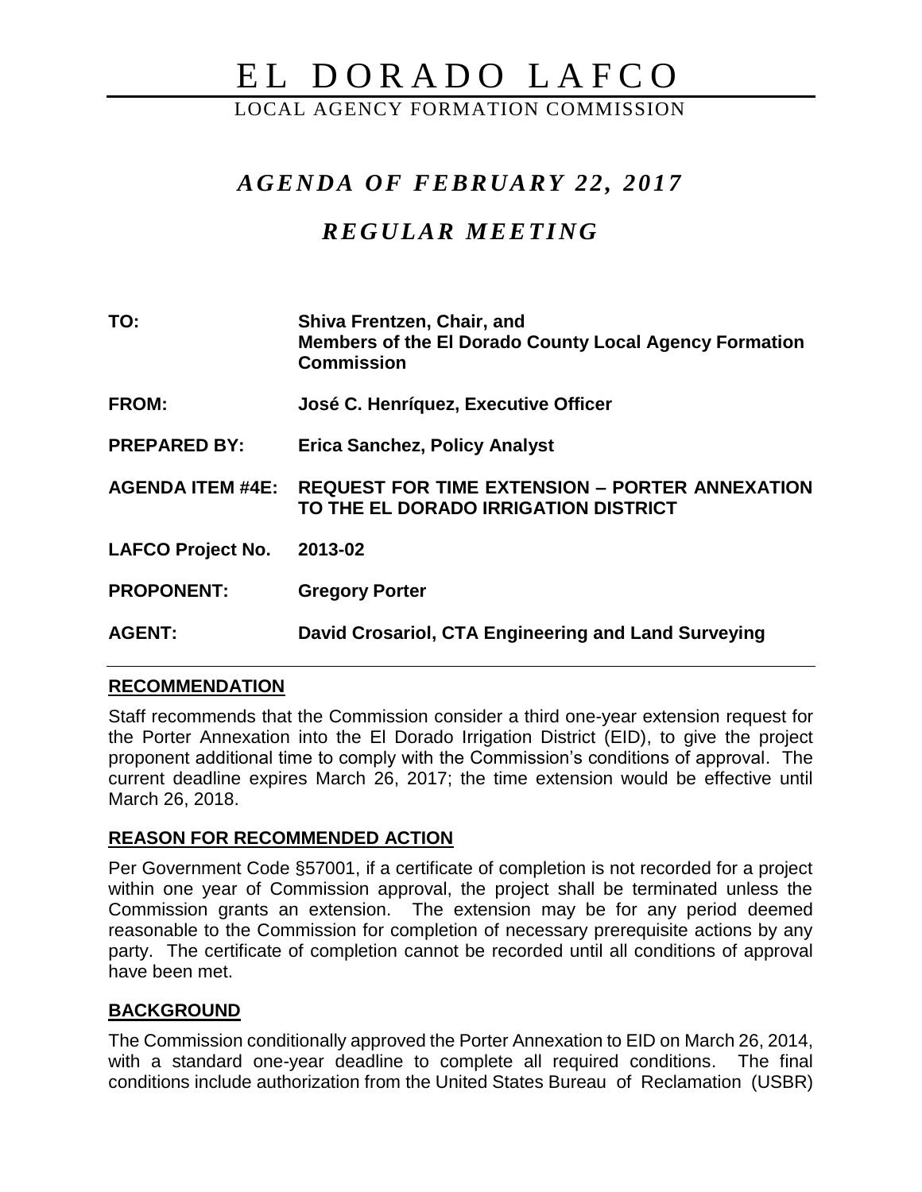# EL DORADO LAFCO

LOCAL AGENCY FORMATION COMMISSION

## *AGENDA OF FEBRUARY 22, 2017*

## *REGULAR MEETING*

| | |
|---|---|
| **TO:** | **Shiva Frentzen, Chair, and Members of the El Dorado County Local Agency Formation Commission** |
| **FROM:** | **José C. Henríquez, Executive Officer** |
| **PREPARED BY:** | **Erica Sanchez, Policy Analyst** |
| **AGENDA ITEM #4E:** | **REQUEST FOR TIME EXTENSION – PORTER ANNEXATION TO THE EL DORADO IRRIGATION DISTRICT** |
| **LAFCO Project No.** | **2013-02** |
| **PROPONENT:** | **Gregory Porter** |
| **AGENT:** | **David Crosariol, CTA Engineering and Land Surveying** |

### RECOMMENDATION

Staff recommends that the Commission consider a third one-year extension request for the Porter Annexation into the El Dorado Irrigation District (EID), to give the project proponent additional time to comply with the Commission's conditions of approval. The current deadline expires March 26, 2017; the time extension would be effective until March 26, 2018.

### REASON FOR RECOMMENDED ACTION

Per Government Code §57001, if a certificate of completion is not recorded for a project within one year of Commission approval, the project shall be terminated unless the Commission grants an extension. The extension may be for any period deemed reasonable to the Commission for completion of necessary prerequisite actions by any party. The certificate of completion cannot be recorded until all conditions of approval have been met.

### BACKGROUND

The Commission conditionally approved the Porter Annexation to EID on March 26, 2014, with a standard one-year deadline to complete all required conditions. The final conditions include authorization from the United States Bureau of Reclamation (USBR)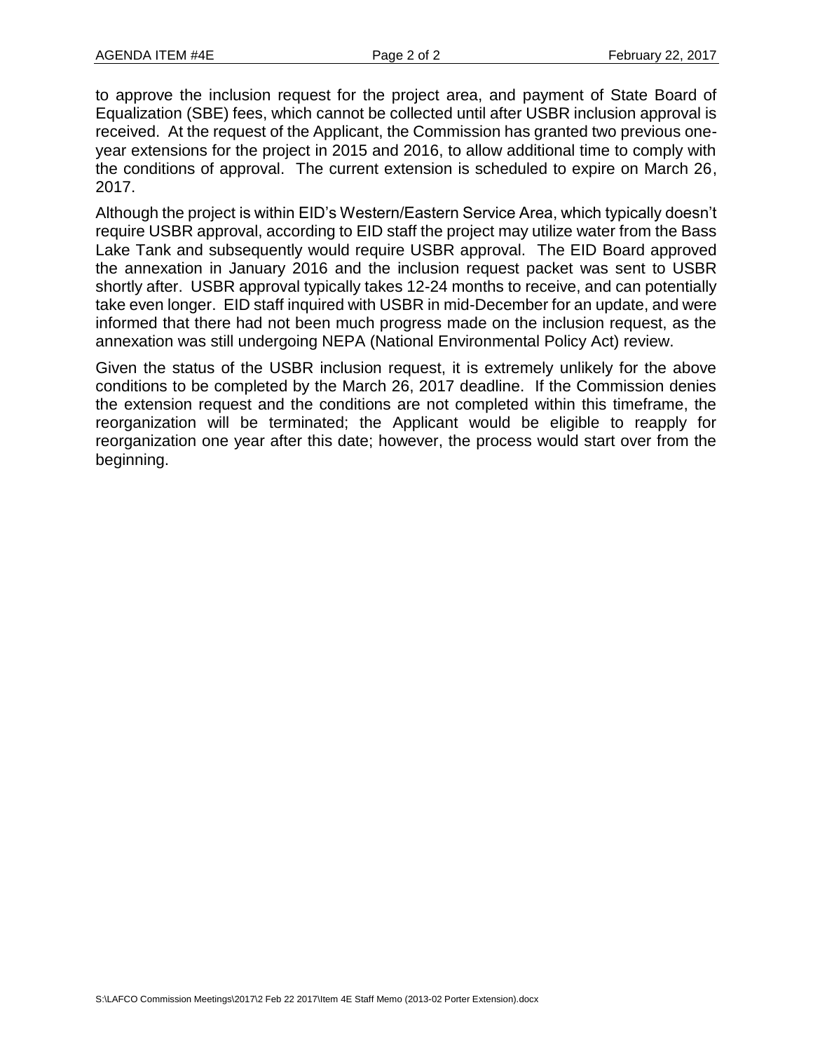to approve the inclusion request for the project area, and payment of State Board of Equalization (SBE) fees, which cannot be collected until after USBR inclusion approval is received. At the request of the Applicant, the Commission has granted two previous one-year extensions for the project in 2015 and 2016, to allow additional time to comply with the conditions of approval. The current extension is scheduled to expire on March 26, 2017.

Although the project is within EID's Western/Eastern Service Area, which typically doesn't require USBR approval, according to EID staff the project may utilize water from the Bass Lake Tank and subsequently would require USBR approval. The EID Board approved the annexation in January 2016 and the inclusion request packet was sent to USBR shortly after. USBR approval typically takes 12-24 months to receive, and can potentially take even longer. EID staff inquired with USBR in mid-December for an update, and were informed that there had not been much progress made on the inclusion request, as the annexation was still undergoing NEPA (National Environmental Policy Act) review.

Given the status of the USBR inclusion request, it is extremely unlikely for the above conditions to be completed by the March 26, 2017 deadline. If the Commission denies the extension request and the conditions are not completed within this timeframe, the reorganization will be terminated; the Applicant would be eligible to reapply for reorganization one year after this date; however, the process would start over from the beginning.